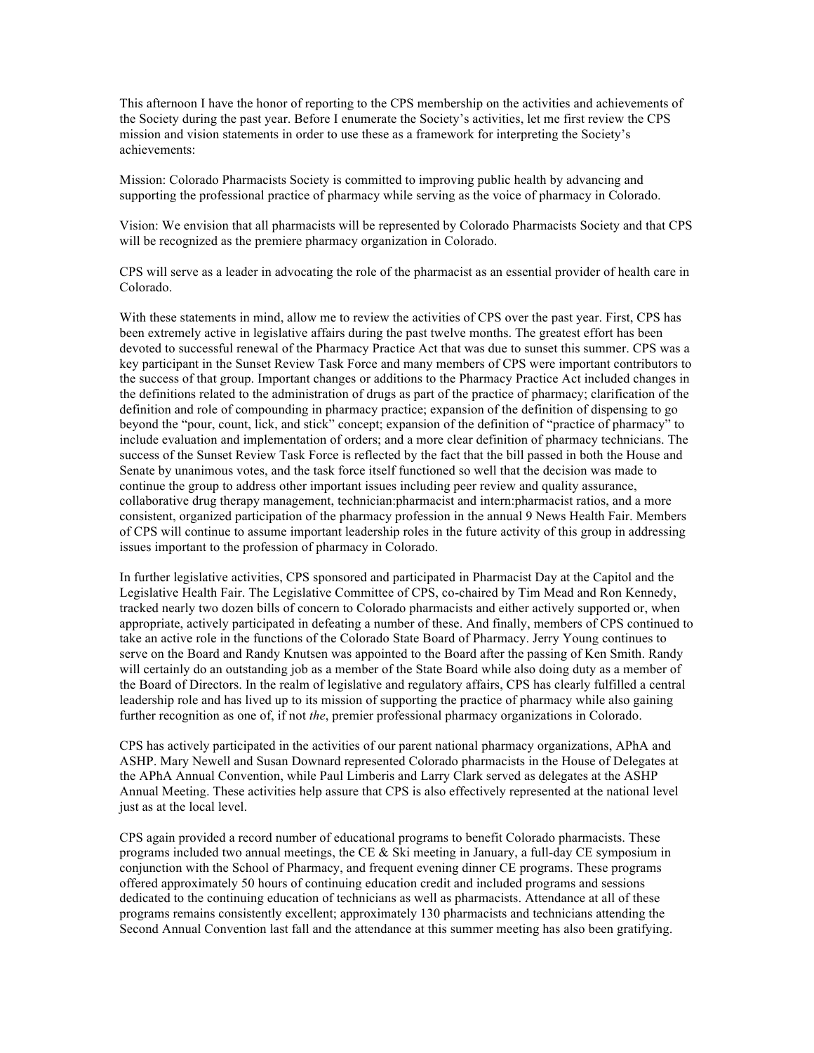This afternoon I have the honor of reporting to the CPS membership on the activities and achievements of the Society during the past year. Before I enumerate the Society's activities, let me first review the CPS mission and vision statements in order to use these as a framework for interpreting the Society's achievements:

Mission: Colorado Pharmacists Society is committed to improving public health by advancing and supporting the professional practice of pharmacy while serving as the voice of pharmacy in Colorado.

Vision: We envision that all pharmacists will be represented by Colorado Pharmacists Society and that CPS will be recognized as the premiere pharmacy organization in Colorado.

CPS will serve as a leader in advocating the role of the pharmacist as an essential provider of health care in Colorado.

With these statements in mind, allow me to review the activities of CPS over the past year. First, CPS has been extremely active in legislative affairs during the past twelve months. The greatest effort has been devoted to successful renewal of the Pharmacy Practice Act that was due to sunset this summer. CPS was a key participant in the Sunset Review Task Force and many members of CPS were important contributors to the success of that group. Important changes or additions to the Pharmacy Practice Act included changes in the definitions related to the administration of drugs as part of the practice of pharmacy; clarification of the definition and role of compounding in pharmacy practice; expansion of the definition of dispensing to go beyond the "pour, count, lick, and stick" concept; expansion of the definition of "practice of pharmacy" to include evaluation and implementation of orders; and a more clear definition of pharmacy technicians. The success of the Sunset Review Task Force is reflected by the fact that the bill passed in both the House and Senate by unanimous votes, and the task force itself functioned so well that the decision was made to continue the group to address other important issues including peer review and quality assurance, collaborative drug therapy management, technician:pharmacist and intern:pharmacist ratios, and a more consistent, organized participation of the pharmacy profession in the annual 9 News Health Fair. Members of CPS will continue to assume important leadership roles in the future activity of this group in addressing issues important to the profession of pharmacy in Colorado.

In further legislative activities, CPS sponsored and participated in Pharmacist Day at the Capitol and the Legislative Health Fair. The Legislative Committee of CPS, co-chaired by Tim Mead and Ron Kennedy, tracked nearly two dozen bills of concern to Colorado pharmacists and either actively supported or, when appropriate, actively participated in defeating a number of these. And finally, members of CPS continued to take an active role in the functions of the Colorado State Board of Pharmacy. Jerry Young continues to serve on the Board and Randy Knutsen was appointed to the Board after the passing of Ken Smith. Randy will certainly do an outstanding job as a member of the State Board while also doing duty as a member of the Board of Directors. In the realm of legislative and regulatory affairs, CPS has clearly fulfilled a central leadership role and has lived up to its mission of supporting the practice of pharmacy while also gaining further recognition as one of, if not *the*, premier professional pharmacy organizations in Colorado.

CPS has actively participated in the activities of our parent national pharmacy organizations, APhA and ASHP. Mary Newell and Susan Downard represented Colorado pharmacists in the House of Delegates at the APhA Annual Convention, while Paul Limberis and Larry Clark served as delegates at the ASHP Annual Meeting. These activities help assure that CPS is also effectively represented at the national level just as at the local level.

CPS again provided a record number of educational programs to benefit Colorado pharmacists. These programs included two annual meetings, the CE & Ski meeting in January, a full-day CE symposium in conjunction with the School of Pharmacy, and frequent evening dinner CE programs. These programs offered approximately 50 hours of continuing education credit and included programs and sessions dedicated to the continuing education of technicians as well as pharmacists. Attendance at all of these programs remains consistently excellent; approximately 130 pharmacists and technicians attending the Second Annual Convention last fall and the attendance at this summer meeting has also been gratifying.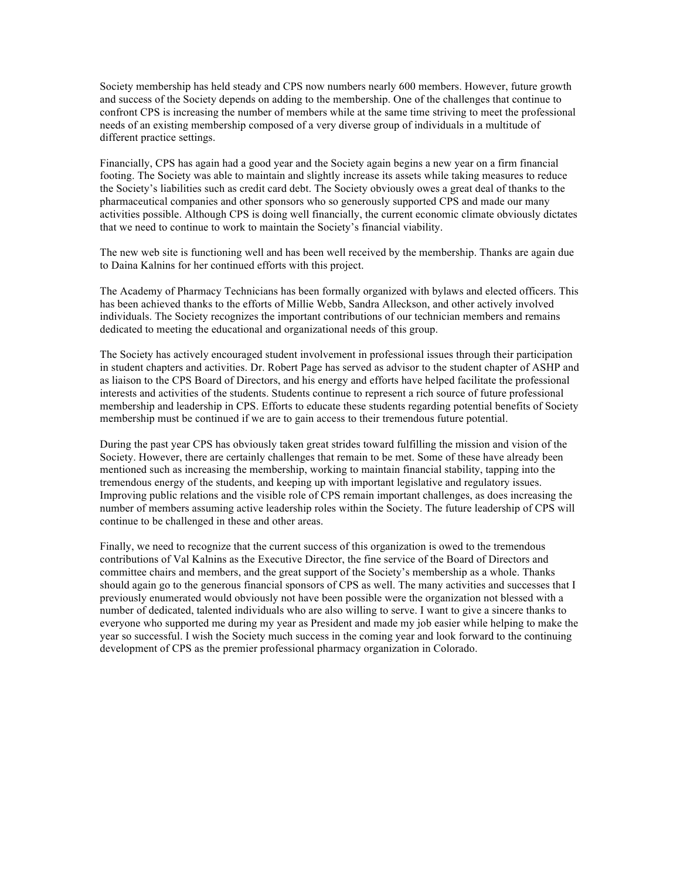Society membership has held steady and CPS now numbers nearly 600 members. However, future growth and success of the Society depends on adding to the membership. One of the challenges that continue to confront CPS is increasing the number of members while at the same time striving to meet the professional needs of an existing membership composed of a very diverse group of individuals in a multitude of different practice settings.

Financially, CPS has again had a good year and the Society again begins a new year on a firm financial footing. The Society was able to maintain and slightly increase its assets while taking measures to reduce the Society's liabilities such as credit card debt. The Society obviously owes a great deal of thanks to the pharmaceutical companies and other sponsors who so generously supported CPS and made our many activities possible. Although CPS is doing well financially, the current economic climate obviously dictates that we need to continue to work to maintain the Society's financial viability.

The new web site is functioning well and has been well received by the membership. Thanks are again due to Daina Kalnins for her continued efforts with this project.

The Academy of Pharmacy Technicians has been formally organized with bylaws and elected officers. This has been achieved thanks to the efforts of Millie Webb, Sandra Alleckson, and other actively involved individuals. The Society recognizes the important contributions of our technician members and remains dedicated to meeting the educational and organizational needs of this group.

The Society has actively encouraged student involvement in professional issues through their participation in student chapters and activities. Dr. Robert Page has served as advisor to the student chapter of ASHP and as liaison to the CPS Board of Directors, and his energy and efforts have helped facilitate the professional interests and activities of the students. Students continue to represent a rich source of future professional membership and leadership in CPS. Efforts to educate these students regarding potential benefits of Society membership must be continued if we are to gain access to their tremendous future potential.

During the past year CPS has obviously taken great strides toward fulfilling the mission and vision of the Society. However, there are certainly challenges that remain to be met. Some of these have already been mentioned such as increasing the membership, working to maintain financial stability, tapping into the tremendous energy of the students, and keeping up with important legislative and regulatory issues. Improving public relations and the visible role of CPS remain important challenges, as does increasing the number of members assuming active leadership roles within the Society. The future leadership of CPS will continue to be challenged in these and other areas.

Finally, we need to recognize that the current success of this organization is owed to the tremendous contributions of Val Kalnins as the Executive Director, the fine service of the Board of Directors and committee chairs and members, and the great support of the Society's membership as a whole. Thanks should again go to the generous financial sponsors of CPS as well. The many activities and successes that I previously enumerated would obviously not have been possible were the organization not blessed with a number of dedicated, talented individuals who are also willing to serve. I want to give a sincere thanks to everyone who supported me during my year as President and made my job easier while helping to make the year so successful. I wish the Society much success in the coming year and look forward to the continuing development of CPS as the premier professional pharmacy organization in Colorado.